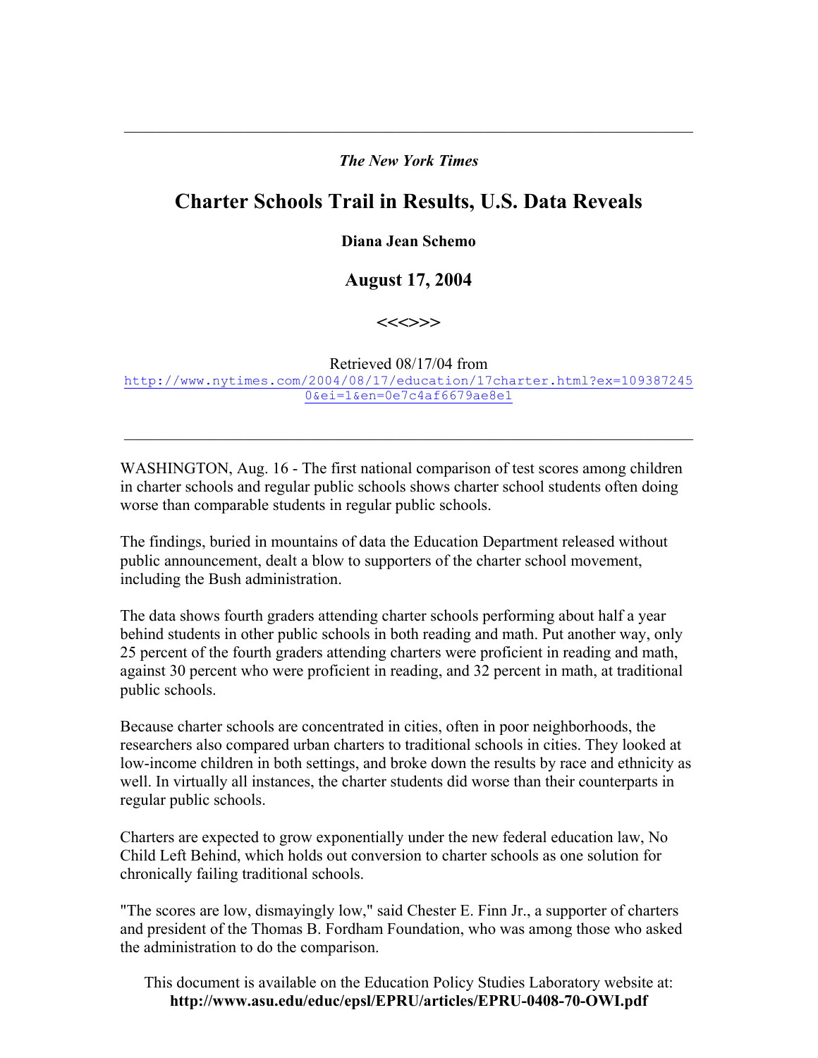---

*The New York Times*

# Charter Schools Trail in Results, U.S. Data Reveals

**Diana Jean Schemo**

## August 17, 2004

**<<<>>>**

Retrieved 08/17/04 from
http://www.nytimes.com/2004/08/17/education/17charter.html?ex=1093872450&ei=1&en=0e7c4af6679ae8e1

---

WASHINGTON, Aug. 16 - The first national comparison of test scores among children in charter schools and regular public schools shows charter school students often doing worse than comparable students in regular public schools.

The findings, buried in mountains of data the Education Department released without public announcement, dealt a blow to supporters of the charter school movement, including the Bush administration.

The data shows fourth graders attending charter schools performing about half a year behind students in other public schools in both reading and math. Put another way, only 25 percent of the fourth graders attending charters were proficient in reading and math, against 30 percent who were proficient in reading, and 32 percent in math, at traditional public schools.

Because charter schools are concentrated in cities, often in poor neighborhoods, the researchers also compared urban charters to traditional schools in cities. They looked at low-income children in both settings, and broke down the results by race and ethnicity as well. In virtually all instances, the charter students did worse than their counterparts in regular public schools.

Charters are expected to grow exponentially under the new federal education law, No Child Left Behind, which holds out conversion to charter schools as one solution for chronically failing traditional schools.

"The scores are low, dismayingly low," said Chester E. Finn Jr., a supporter of charters and president of the Thomas B. Fordham Foundation, who was among those who asked the administration to do the comparison.

This document is available on the Education Policy Studies Laboratory website at:
**http://www.asu.edu/educ/epsl/EPRU/articles/EPRU-0408-70-OWI.pdf**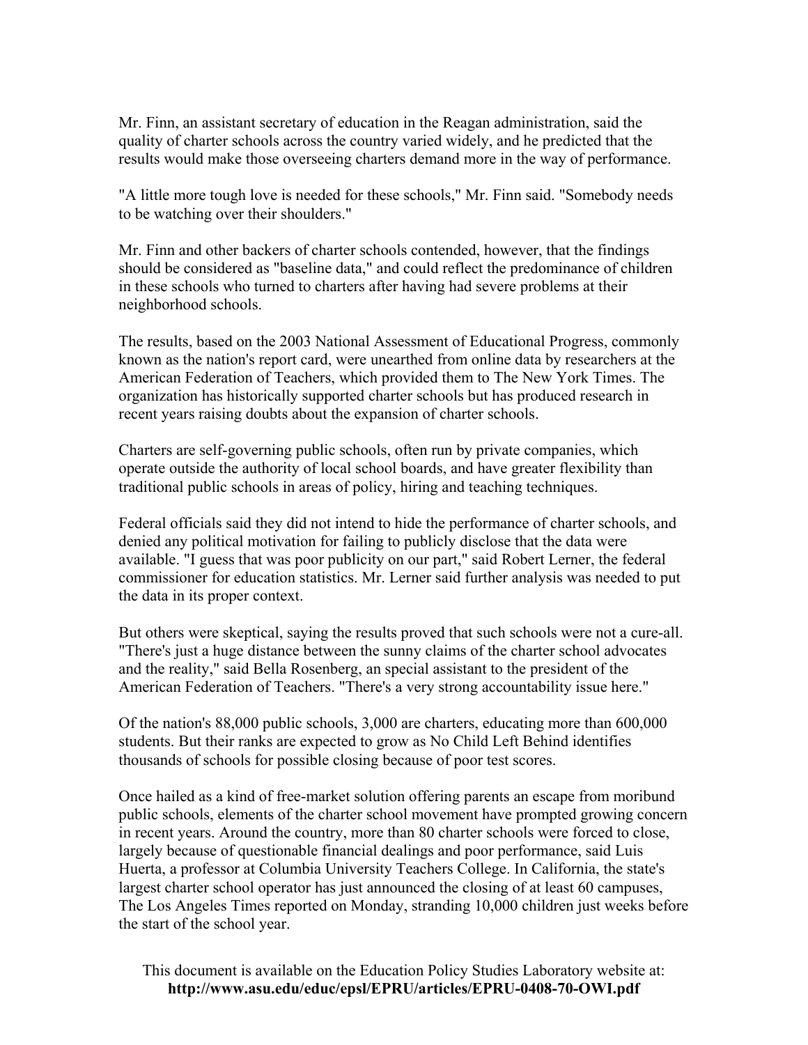Mr. Finn, an assistant secretary of education in the Reagan administration, said the quality of charter schools across the country varied widely, and he predicted that the results would make those overseeing charters demand more in the way of performance.

"A little more tough love is needed for these schools," Mr. Finn said. "Somebody needs to be watching over their shoulders."

Mr. Finn and other backers of charter schools contended, however, that the findings should be considered as "baseline data," and could reflect the predominance of children in these schools who turned to charters after having had severe problems at their neighborhood schools.

The results, based on the 2003 National Assessment of Educational Progress, commonly known as the nation's report card, were unearthed from online data by researchers at the American Federation of Teachers, which provided them to The New York Times. The organization has historically supported charter schools but has produced research in recent years raising doubts about the expansion of charter schools.

Charters are self-governing public schools, often run by private companies, which operate outside the authority of local school boards, and have greater flexibility than traditional public schools in areas of policy, hiring and teaching techniques.

Federal officials said they did not intend to hide the performance of charter schools, and denied any political motivation for failing to publicly disclose that the data were available. "I guess that was poor publicity on our part," said Robert Lerner, the federal commissioner for education statistics. Mr. Lerner said further analysis was needed to put the data in its proper context.

But others were skeptical, saying the results proved that such schools were not a cure-all. "There's just a huge distance between the sunny claims of the charter school advocates and the reality," said Bella Rosenberg, an special assistant to the president of the American Federation of Teachers. "There's a very strong accountability issue here."

Of the nation's 88,000 public schools, 3,000 are charters, educating more than 600,000 students. But their ranks are expected to grow as No Child Left Behind identifies thousands of schools for possible closing because of poor test scores.

Once hailed as a kind of free-market solution offering parents an escape from moribund public schools, elements of the charter school movement have prompted growing concern in recent years. Around the country, more than 80 charter schools were forced to close, largely because of questionable financial dealings and poor performance, said Luis Huerta, a professor at Columbia University Teachers College. In California, the state's largest charter school operator has just announced the closing of at least 60 campuses, The Los Angeles Times reported on Monday, stranding 10,000 children just weeks before the start of the school year.

This document is available on the Education Policy Studies Laboratory website at:
**http://www.asu.edu/educ/epsl/EPRU/articles/EPRU-0408-70-OWI.pdf**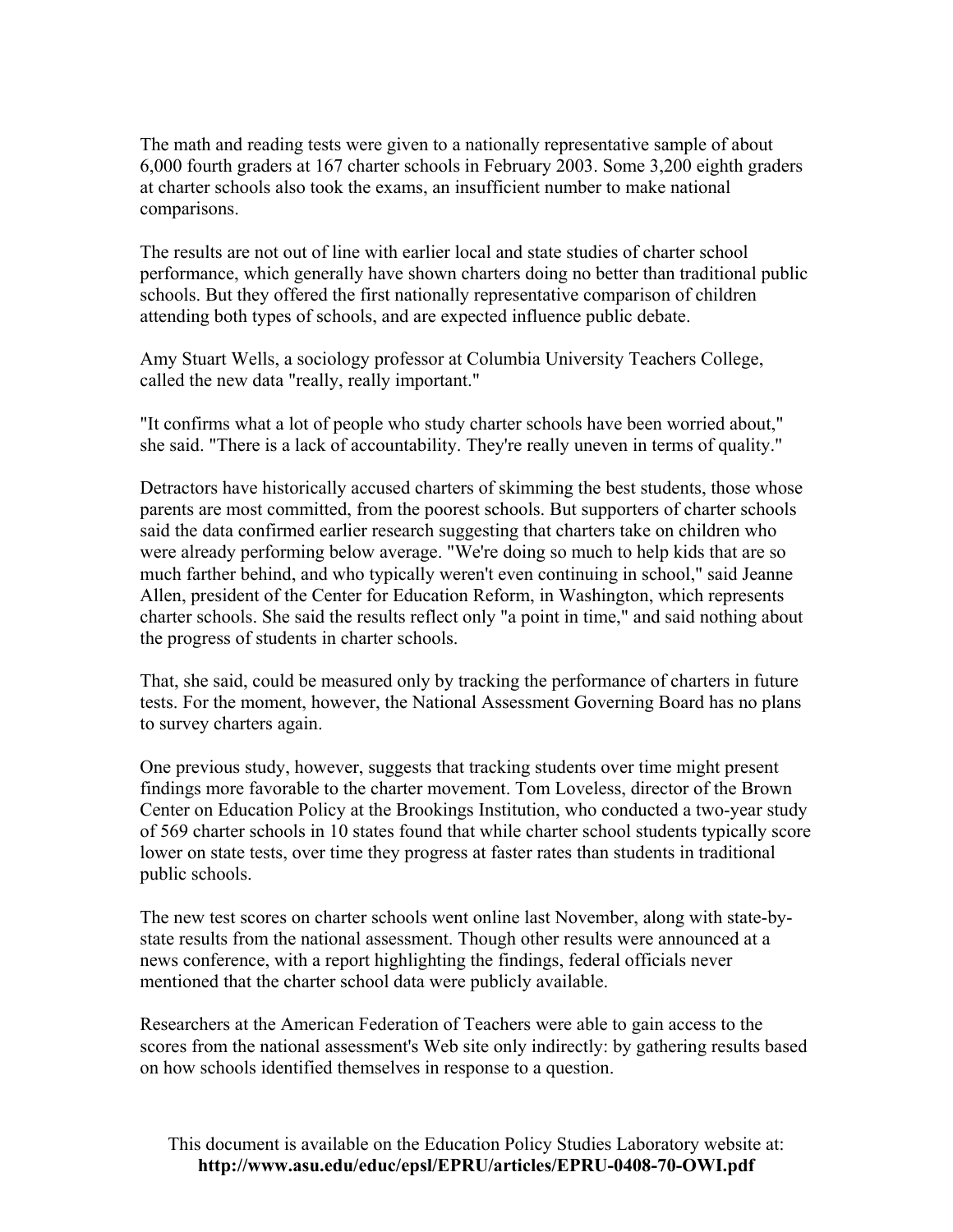The math and reading tests were given to a nationally representative sample of about 6,000 fourth graders at 167 charter schools in February 2003. Some 3,200 eighth graders at charter schools also took the exams, an insufficient number to make national comparisons.

The results are not out of line with earlier local and state studies of charter school performance, which generally have shown charters doing no better than traditional public schools. But they offered the first nationally representative comparison of children attending both types of schools, and are expected influence public debate.

Amy Stuart Wells, a sociology professor at Columbia University Teachers College, called the new data "really, really important."

"It confirms what a lot of people who study charter schools have been worried about," she said. "There is a lack of accountability. They're really uneven in terms of quality."

Detractors have historically accused charters of skimming the best students, those whose parents are most committed, from the poorest schools. But supporters of charter schools said the data confirmed earlier research suggesting that charters take on children who were already performing below average. "We're doing so much to help kids that are so much farther behind, and who typically weren't even continuing in school," said Jeanne Allen, president of the Center for Education Reform, in Washington, which represents charter schools. She said the results reflect only "a point in time," and said nothing about the progress of students in charter schools.

That, she said, could be measured only by tracking the performance of charters in future tests. For the moment, however, the National Assessment Governing Board has no plans to survey charters again.

One previous study, however, suggests that tracking students over time might present findings more favorable to the charter movement. Tom Loveless, director of the Brown Center on Education Policy at the Brookings Institution, who conducted a two-year study of 569 charter schools in 10 states found that while charter school students typically score lower on state tests, over time they progress at faster rates than students in traditional public schools.

The new test scores on charter schools went online last November, along with state-by-state results from the national assessment. Though other results were announced at a news conference, with a report highlighting the findings, federal officials never mentioned that the charter school data were publicly available.

Researchers at the American Federation of Teachers were able to gain access to the scores from the national assessment's Web site only indirectly: by gathering results based on how schools identified themselves in response to a question.

This document is available on the Education Policy Studies Laboratory website at: **http://www.asu.edu/educ/epsl/EPRU/articles/EPRU-0408-70-OWI.pdf**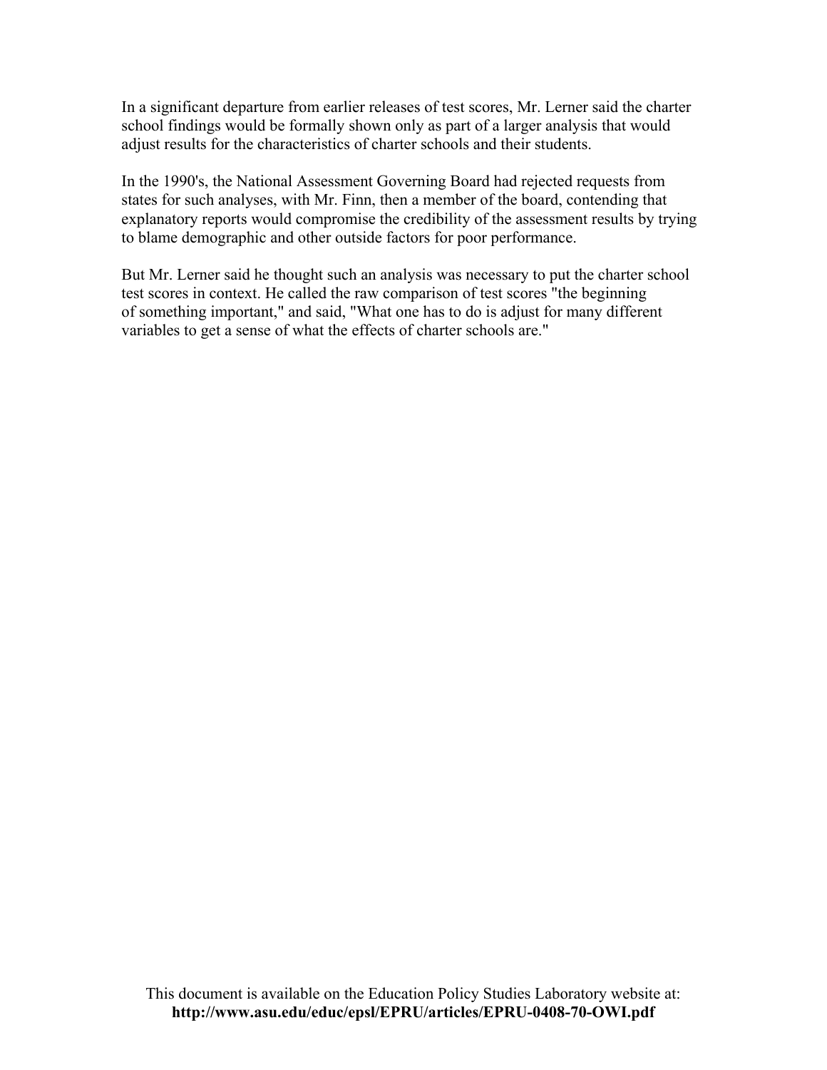In a significant departure from earlier releases of test scores, Mr. Lerner said the charter school findings would be formally shown only as part of a larger analysis that would adjust results for the characteristics of charter schools and their students.

In the 1990's, the National Assessment Governing Board had rejected requests from states for such analyses, with Mr. Finn, then a member of the board, contending that explanatory reports would compromise the credibility of the assessment results by trying to blame demographic and other outside factors for poor performance.

But Mr. Lerner said he thought such an analysis was necessary to put the charter school test scores in context. He called the raw comparison of test scores "the beginning of something important," and said, "What one has to do is adjust for many different variables to get a sense of what the effects of charter schools are."

This document is available on the Education Policy Studies Laboratory website at:
**http://www.asu.edu/educ/epsl/EPRU/articles/EPRU-0408-70-OWI.pdf**